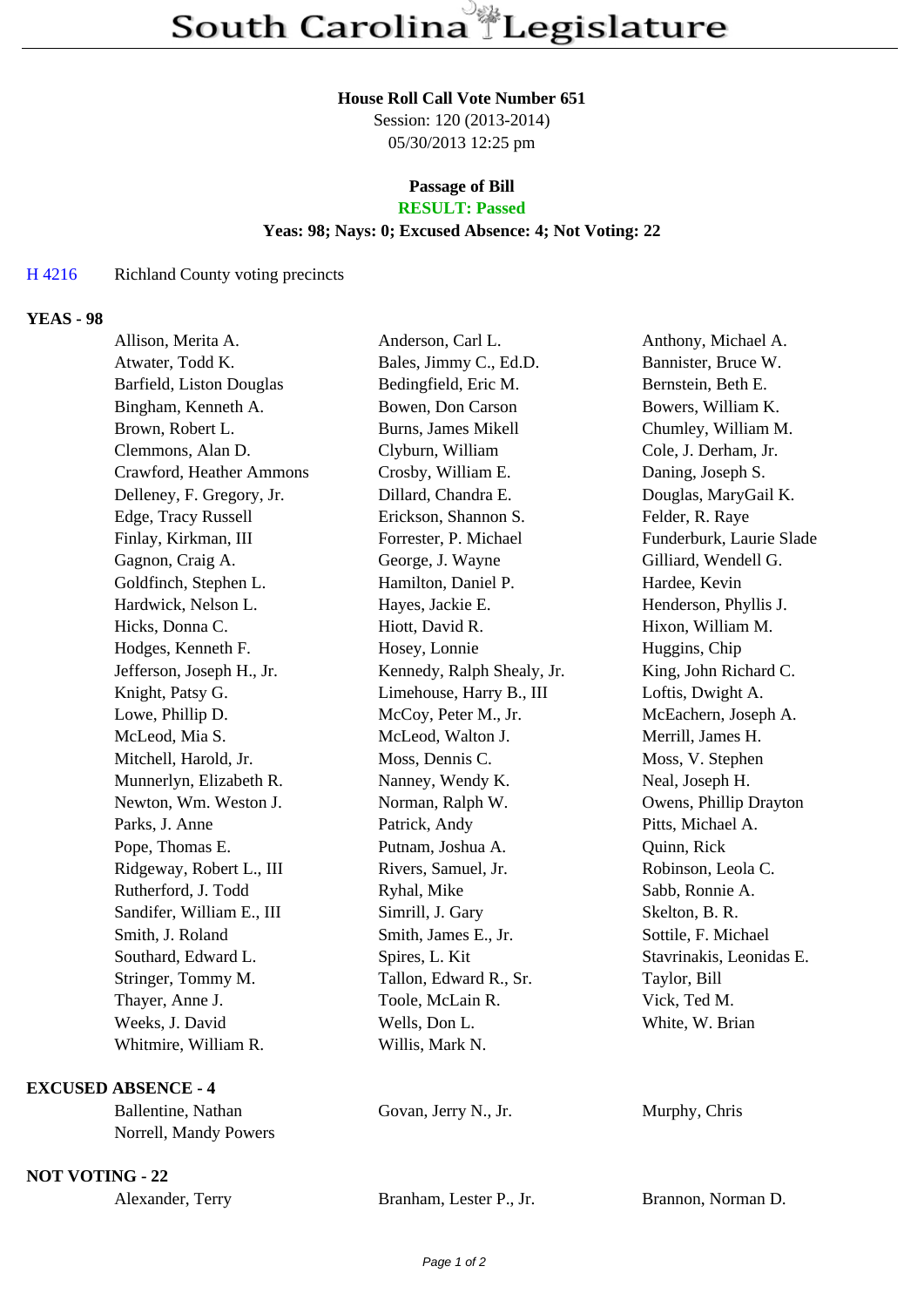# South Carolina Legislature

**House Roll Call Vote Number 651**
Session: 120 (2013-2014)
05/30/2013 12:25 pm

**Passage of Bill**
**RESULT: Passed**
**Yeas: 98; Nays: 0; Excused Absence: 4; Not Voting: 22**

H 4216 Richland County voting precincts

## YEAS - 98

| | | |
|---|---|---|
| Allison, Merita A. | Anderson, Carl L. | Anthony, Michael A. |
| Atwater, Todd K. | Bales, Jimmy C., Ed.D. | Bannister, Bruce W. |
| Barfield, Liston Douglas | Bedingfield, Eric M. | Bernstein, Beth E. |
| Bingham, Kenneth A. | Bowen, Don Carson | Bowers, William K. |
| Brown, Robert L. | Burns, James Mikell | Chumley, William M. |
| Clemmons, Alan D. | Clyburn, William | Cole, J. Derham, Jr. |
| Crawford, Heather Ammons | Crosby, William E. | Daning, Joseph S. |
| Delleney, F. Gregory, Jr. | Dillard, Chandra E. | Douglas, MaryGail K. |
| Edge, Tracy Russell | Erickson, Shannon S. | Felder, R. Raye |
| Finlay, Kirkman, III | Forrester, P. Michael | Funderburk, Laurie Slade |
| Gagnon, Craig A. | George, J. Wayne | Gilliard, Wendell G. |
| Goldfinch, Stephen L. | Hamilton, Daniel P. | Hardee, Kevin |
| Hardwick, Nelson L. | Hayes, Jackie E. | Henderson, Phyllis J. |
| Hicks, Donna C. | Hiott, David R. | Hixon, William M. |
| Hodges, Kenneth F. | Hosey, Lonnie | Huggins, Chip |
| Jefferson, Joseph H., Jr. | Kennedy, Ralph Shealy, Jr. | King, John Richard C. |
| Knight, Patsy G. | Limehouse, Harry B., III | Loftis, Dwight A. |
| Lowe, Phillip D. | McCoy, Peter M., Jr. | McEachern, Joseph A. |
| McLeod, Mia S. | McLeod, Walton J. | Merrill, James H. |
| Mitchell, Harold, Jr. | Moss, Dennis C. | Moss, V. Stephen |
| Munnerlyn, Elizabeth R. | Nanney, Wendy K. | Neal, Joseph H. |
| Newton, Wm. Weston J. | Norman, Ralph W. | Owens, Phillip Drayton |
| Parks, J. Anne | Patrick, Andy | Pitts, Michael A. |
| Pope, Thomas E. | Putnam, Joshua A. | Quinn, Rick |
| Ridgeway, Robert L., III | Rivers, Samuel, Jr. | Robinson, Leola C. |
| Rutherford, J. Todd | Ryhal, Mike | Sabb, Ronnie A. |
| Sandifer, William E., III | Simrill, J. Gary | Skelton, B. R. |
| Smith, J. Roland | Smith, James E., Jr. | Sottile, F. Michael |
| Southard, Edward L. | Spires, L. Kit | Stavrinakis, Leonidas E. |
| Stringer, Tommy M. | Tallon, Edward R., Sr. | Taylor, Bill |
| Thayer, Anne J. | Toole, McLain R. | Vick, Ted M. |
| Weeks, J. David | Wells, Don L. | White, W. Brian |
| Whitmire, William R. | Willis, Mark N. | |

## EXCUSED ABSENCE - 4

| | | |
|---|---|---|
| Ballentine, Nathan | Govan, Jerry N., Jr. | Murphy, Chris |
| Norrell, Mandy Powers | | |

## NOT VOTING - 22

| | | |
|---|---|---|
| Alexander, Terry | Branham, Lester P., Jr. | Brannon, Norman D. |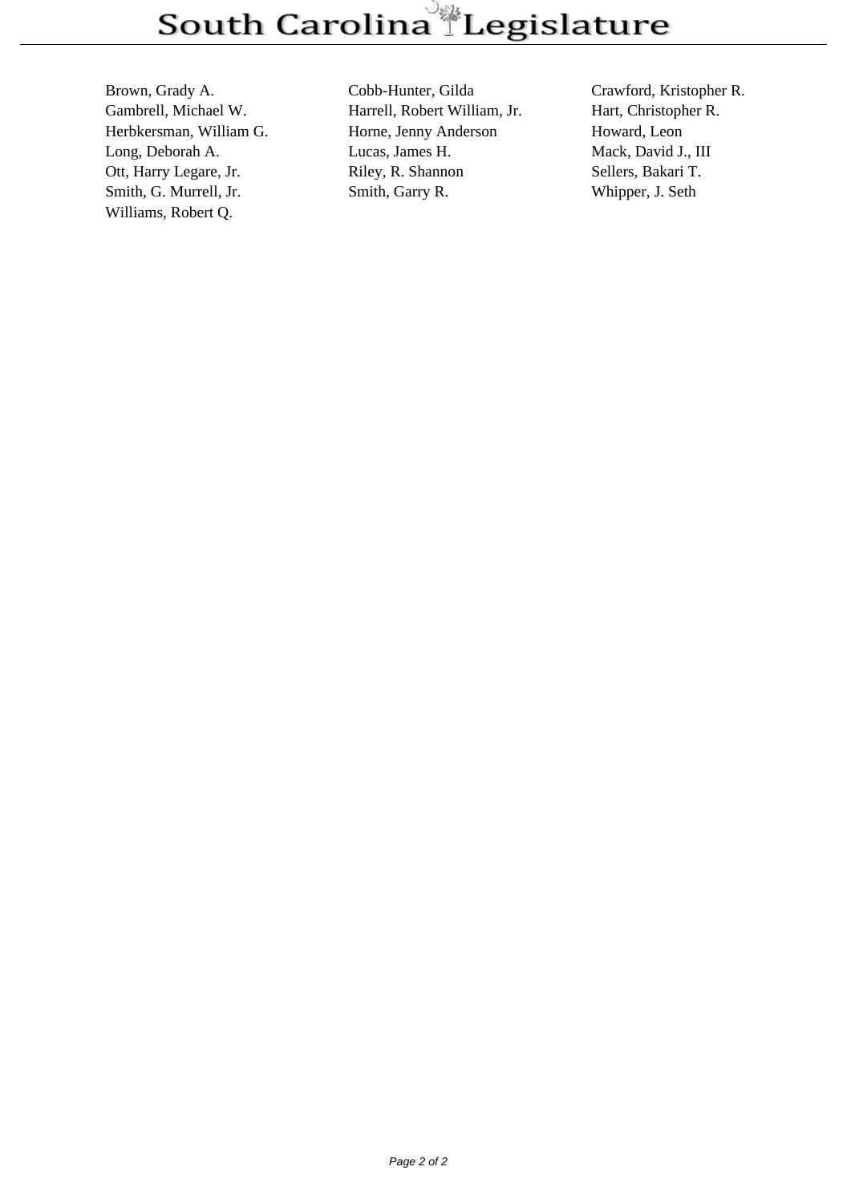Brown, Grady A.
Cobb-Hunter, Gilda
Crawford, Kristopher R.
Gambrell, Michael W.
Harrell, Robert William, Jr.
Hart, Christopher R.
Herbkersman, William G.
Horne, Jenny Anderson
Howard, Leon
Long, Deborah A.
Lucas, James H.
Mack, David J., III
Ott, Harry Legare, Jr.
Riley, R. Shannon
Sellers, Bakari T.
Smith, G. Murrell, Jr.
Smith, Garry R.
Whipper, J. Seth
Williams, Robert Q.